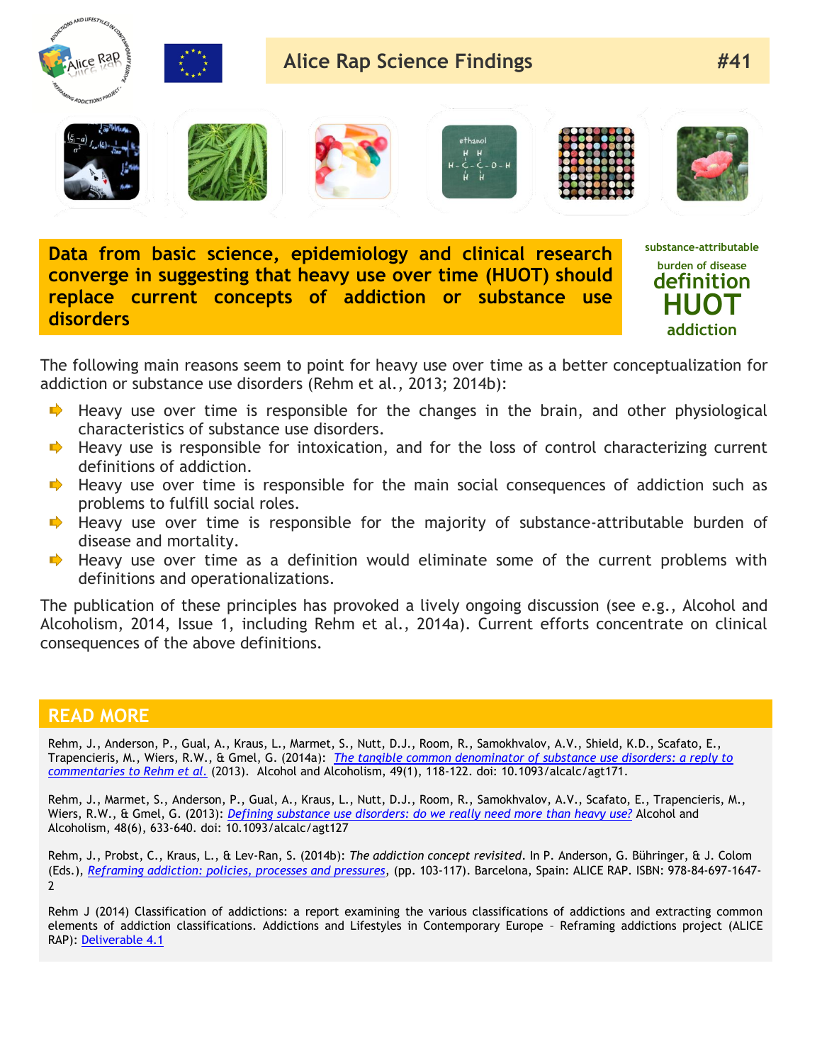# Alice Rap Science Findings #41

**Data from basic science, epidemiology and clinical research converge in suggesting that heavy use over time (HUOT) should replace current concepts of addiction or substance use disorders**

substance-attributable burden of disease definition **HUOT** addiction

The following main reasons seem to point for heavy use over time as a better conceptualization for addiction or substance use disorders (Rehm et al., 2013; 2014b):

- Heavy use over time is responsible for the changes in the brain, and other physiological characteristics of substance use disorders.
- Heavy use is responsible for intoxication, and for the loss of control characterizing current definitions of addiction.
- Heavy use over time is responsible for the main social consequences of addiction such as problems to fulfill social roles.
- Heavy use over time is responsible for the majority of substance-attributable burden of disease and mortality.
- Heavy use over time as a definition would eliminate some of the current problems with definitions and operationalizations.

The publication of these principles has provoked a lively ongoing discussion (see e.g., Alcohol and Alcoholism, 2014, Issue 1, including Rehm et al., 2014a). Current efforts concentrate on clinical consequences of the above definitions.

## READ MORE

Rehm, J., Anderson, P., Gual, A., Kraus, L., Marmet, S., Nutt, D.J., Room, R., Samokhvalov, A.V., Shield, K.D., Scafato, E., Trapencieris, M., Wiers, R.W., & Gmel, G. (2014a): *The tangible common denominator of substance use disorders: a reply to commentaries to Rehm et al.* (2013). Alcohol and Alcoholism, 49(1), 118-122. doi: 10.1093/alcalc/agt171.

Rehm, J., Marmet, S., Anderson, P., Gual, A., Kraus, L., Nutt, D.J., Room, R., Samokhvalov, A.V., Scafato, E., Trapencieris, M., Wiers, R.W., & Gmel, G. (2013): *Defining substance use disorders: do we really need more than heavy use?* Alcohol and Alcoholism, 48(6), 633-640. doi: 10.1093/alcalc/agt127

Rehm, J., Probst, C., Kraus, L., & Lev-Ran, S. (2014b): *The addiction concept revisited*. In P. Anderson, G. Bühringer, & J. Colom (Eds.), *Reframing addiction: policies, processes and pressures*, (pp. 103-117). Barcelona, Spain: ALICE RAP. ISBN: 978-84-697-1647-2

Rehm J (2014) Classification of addictions: a report examining the various classifications of addictions and extracting common elements of addiction classifications. Addictions and Lifestyles in Contemporary Europe – Reframing addictions project (ALICE RAP): Deliverable 4.1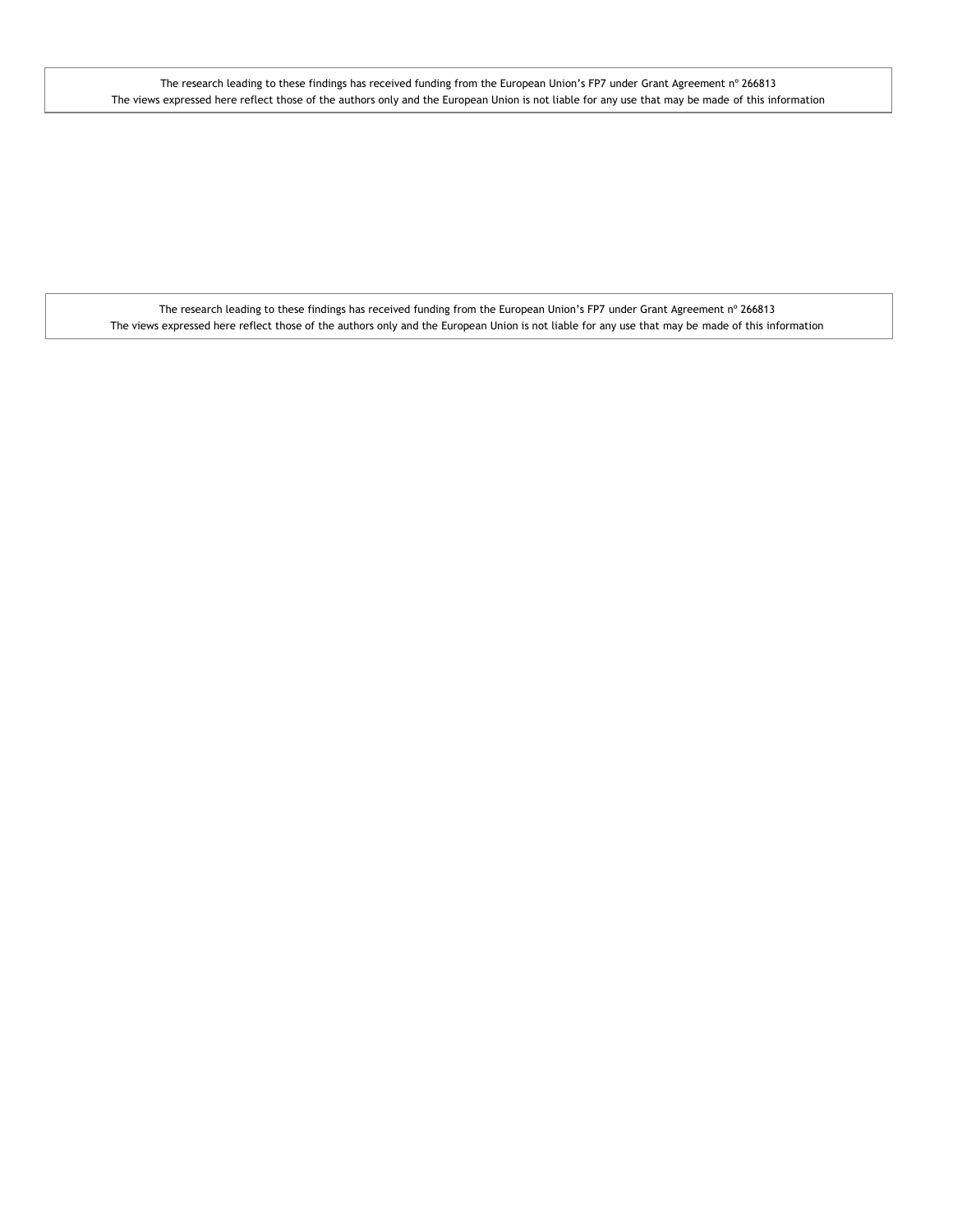The research leading to these findings has received funding from the European Union's FP7 under Grant Agreement nº 266813
The views expressed here reflect those of the authors only and the European Union is not liable for any use that may be made of this information

The research leading to these findings has received funding from the European Union's FP7 under Grant Agreement nº 266813
The views expressed here reflect those of the authors only and the European Union is not liable for any use that may be made of this information